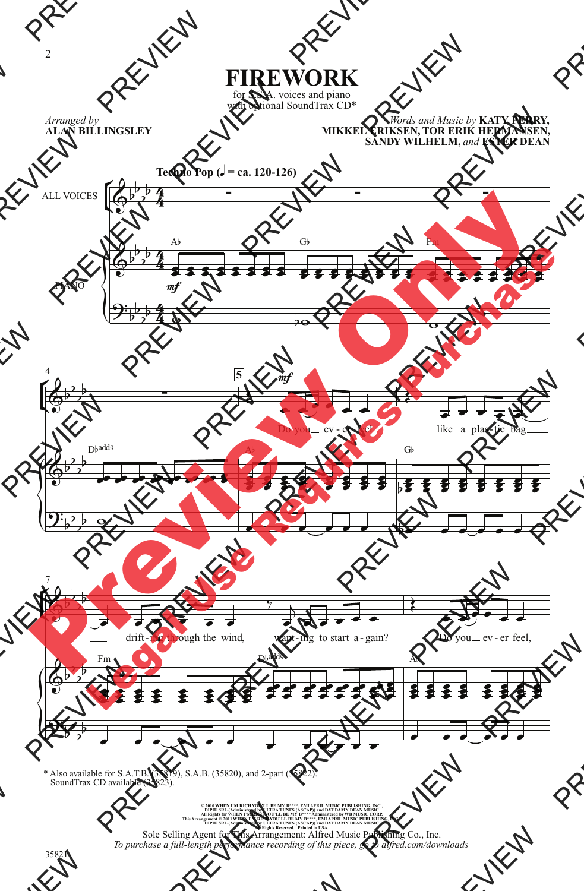# FIREWORK

for S.S.A. voices and piano
with optional SoundTrax CD*

*Arranged by*
**ALAN BILLINGSLEY**

*Words and Music by* **KATY PERRY, MIKKEL ERIKSEN, TOR ERIK HERMANSEN, SANDY WILHELM,** *and* **ESTER DEAN**

**Techno Pop (♩ = ca. 120-126)**

ALL VOICES

PIANO

Do you ev - er feel like a plas - tic bag drift - ing through the wind, want - ing to start a - gain? Do you ev - er feel,

\* Also available for S.A.T.B. (35819), S.A.B. (35820), and 2-part (35822).
SoundTrax CD available (35823).

© 2010 WHEN I'M RICH YOU'LL BE MY B****, EMI APRIL MUSIC PUBLISHING, INC., DIPIU SRL (Administered by ULTRA TUNES (ASCAP)) and DAT DAMN DEAN MUSIC
All Rights for WHEN I'M RICH YOU'LL BE MY B**** Administered by WB MUSIC CORP.
This Arrangement © 2011 WHEN I'M RICH YOU'LL BE MY B****, EMI APRIL MUSIC PUBLISHING, INC., DIPIU SRL (Administered by ULTRA TUNES (ASCAP)) and DAT DAMN DEAN MUSIC
All Rights Reserved. Printed in USA.

Sole Selling Agent for This Arrangement: Alfred Music Publishing Co., Inc.
*To purchase a full-length performance recording of this piece, go to alfred.com/downloads*

35821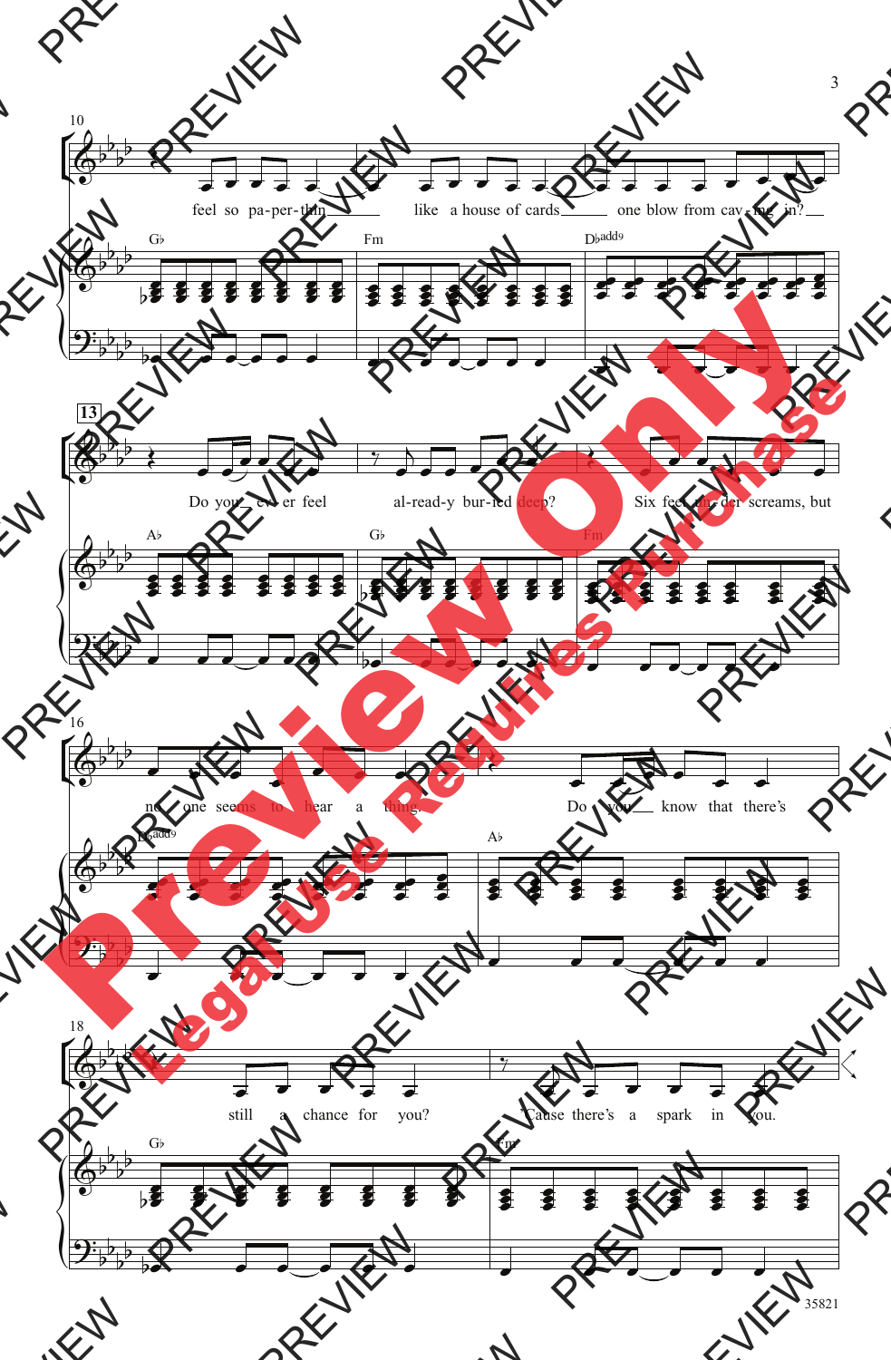10

feel so pa-per-thin like a house of cards one blow from cav-ing in?

G♭ Fm D♭add9

13

Do you ev-er feel al-read-y bur-ied deep? Six feet un-der screams, but

A♭ G♭ Fm

16

no one seems to hear a thing. Do you know that there's

D♭add9 A♭

18

still a chance for you? 'Cause there's a spark in you.

G♭ Fm

35821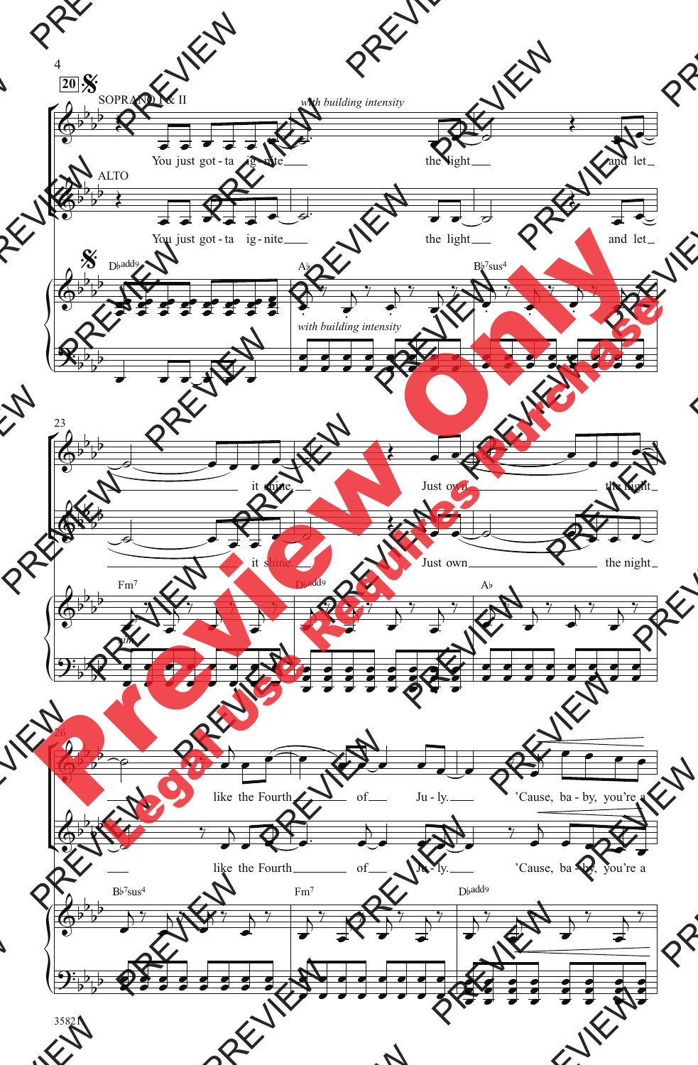**20**

SOPRANO I & II

*with building intensity*

You just got - ta ig - nite the light and let

ALTO

You just got - ta ig - nite the light and let

D♭add9 A♭ B♭7sus4

*with building intensity*

23

it shine. Just own the night

it shine. Just own the night

Fm7 D♭add9 A♭

26

like the Fourth of Ju - ly. 'Cause, ba - by, you're a

like the Fourth of Ju - ly. 'Cause, ba - by, you're a

B♭7sus4 Fm7 D♭add9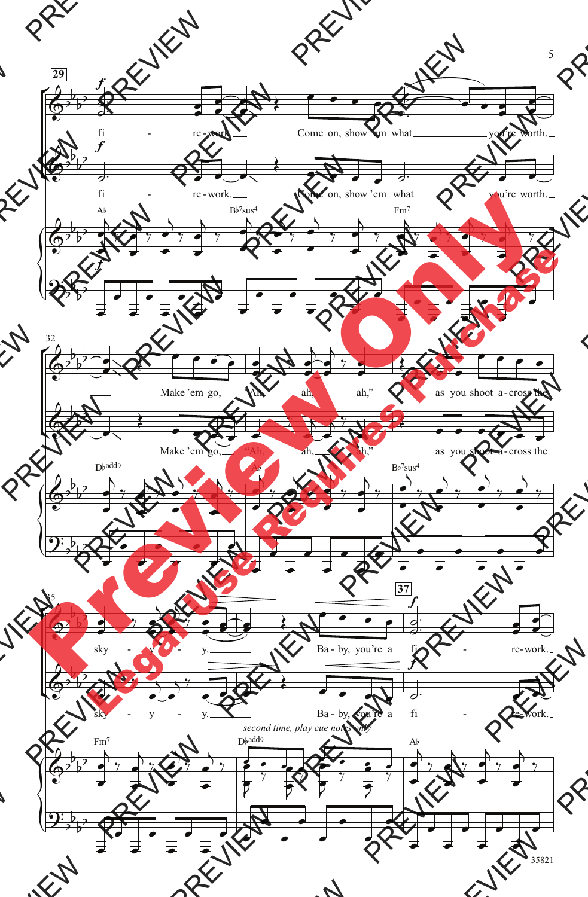29

*f*

fi - re-work. Come on, show 'em what you're worth.

*f*

fi - re-work. Come on, show 'em what you're worth.

A♭ B♭7sus4 Fm7

32

Make 'em go, "Ah, ah, ah," as you shoot a-cross the

Make 'em go, "Ah, ah, ah," as you shoot a-cross the

D♭add9 A♭ B♭7sus4

35

37

sky - y - y. Ba - by, you're a fi - re-work.

*f*

sky - y - y. Ba - by, you're a fi - re-work.

*second time, play cue notes only*

Fm7 D♭add9 A♭

35821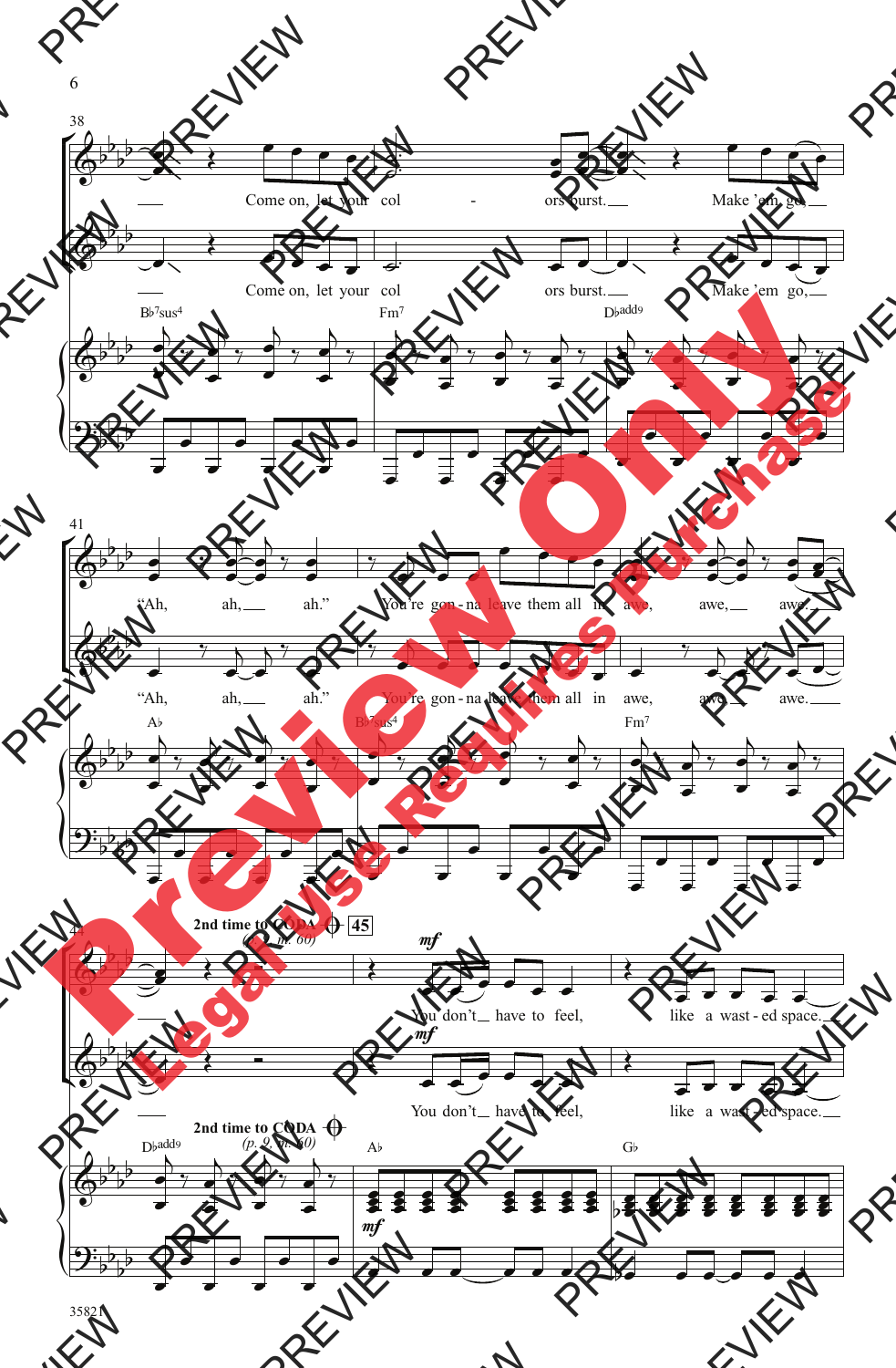Come on, let your col - ors burst. Make 'em go,

Come on, let your col ors burst. Make 'em go,

B♭7sus4 Fm7 D♭add9

"Ah, ah, ah." You're gon - na leave them all in awe, awe, awe.

"Ah, ah, ah." You're gon - na leave them all in awe, awe, awe.

A♭ B♭7sus4 Fm7

**2nd time to CODA** (p. 9, m. 60) 45

*mf*

You don't have to feel, like a wast - ed space.

*mf*

You don't have to feel, like a wast - ed space.

D♭add9 **2nd time to CODA** (p. 9, m. 60) A♭ G♭

*mf*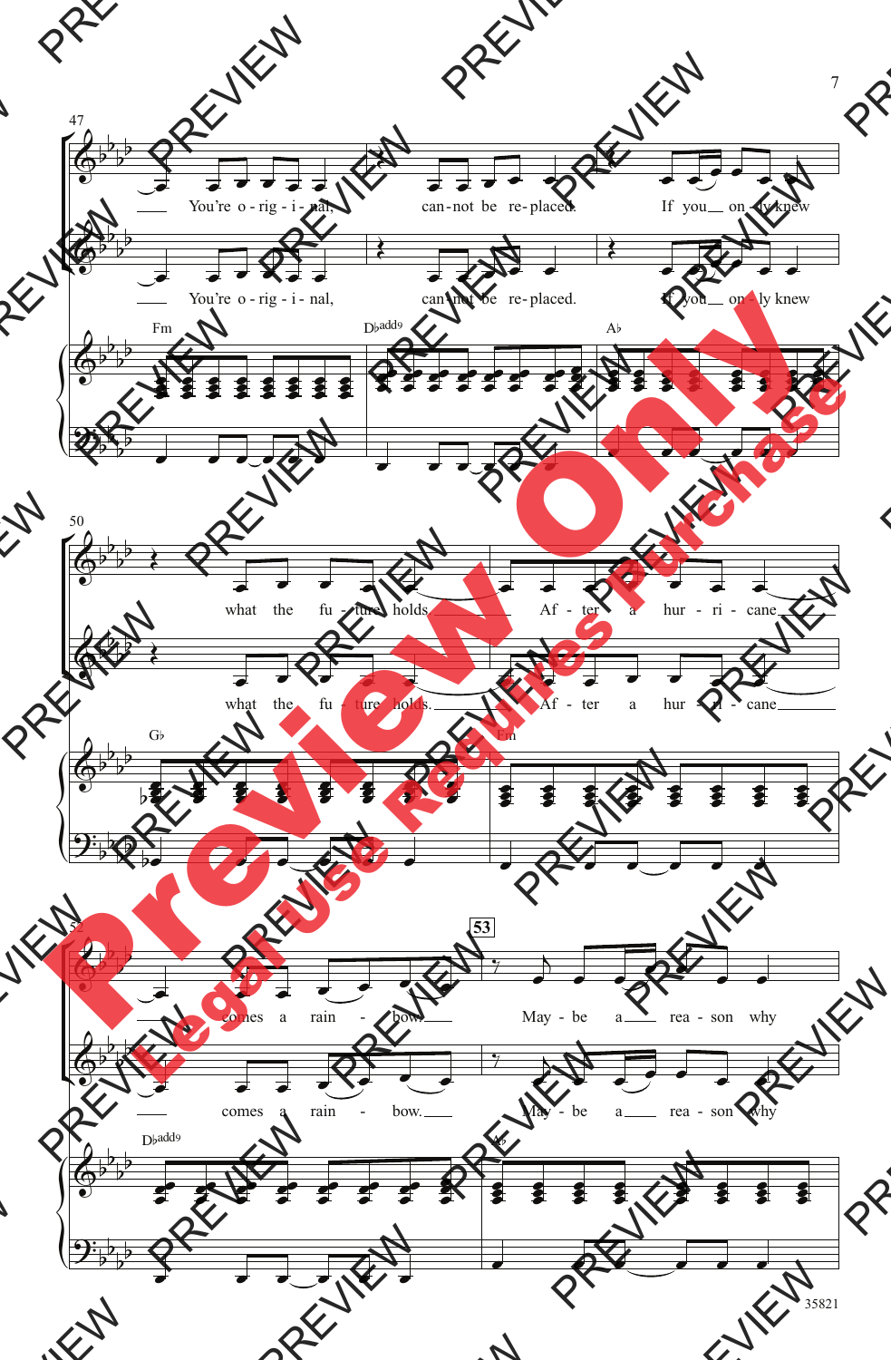47

You're o - rig - i - nal, can - not be re - placed. If you on - ly knew

You're o - rig - i - nal, can - not be re - placed. If you on - ly knew

Fm D♭add9 A♭

50

what the fu - ture holds. Af - ter a hur - ri - cane

what the fu - ture holds. Af - ter a hur - ri - cane

G♭ Fm

52

comes a rain - bow. **53** May - be a rea - son why

comes a rain - bow. May - be a rea - son why

D♭add9 A♭

35821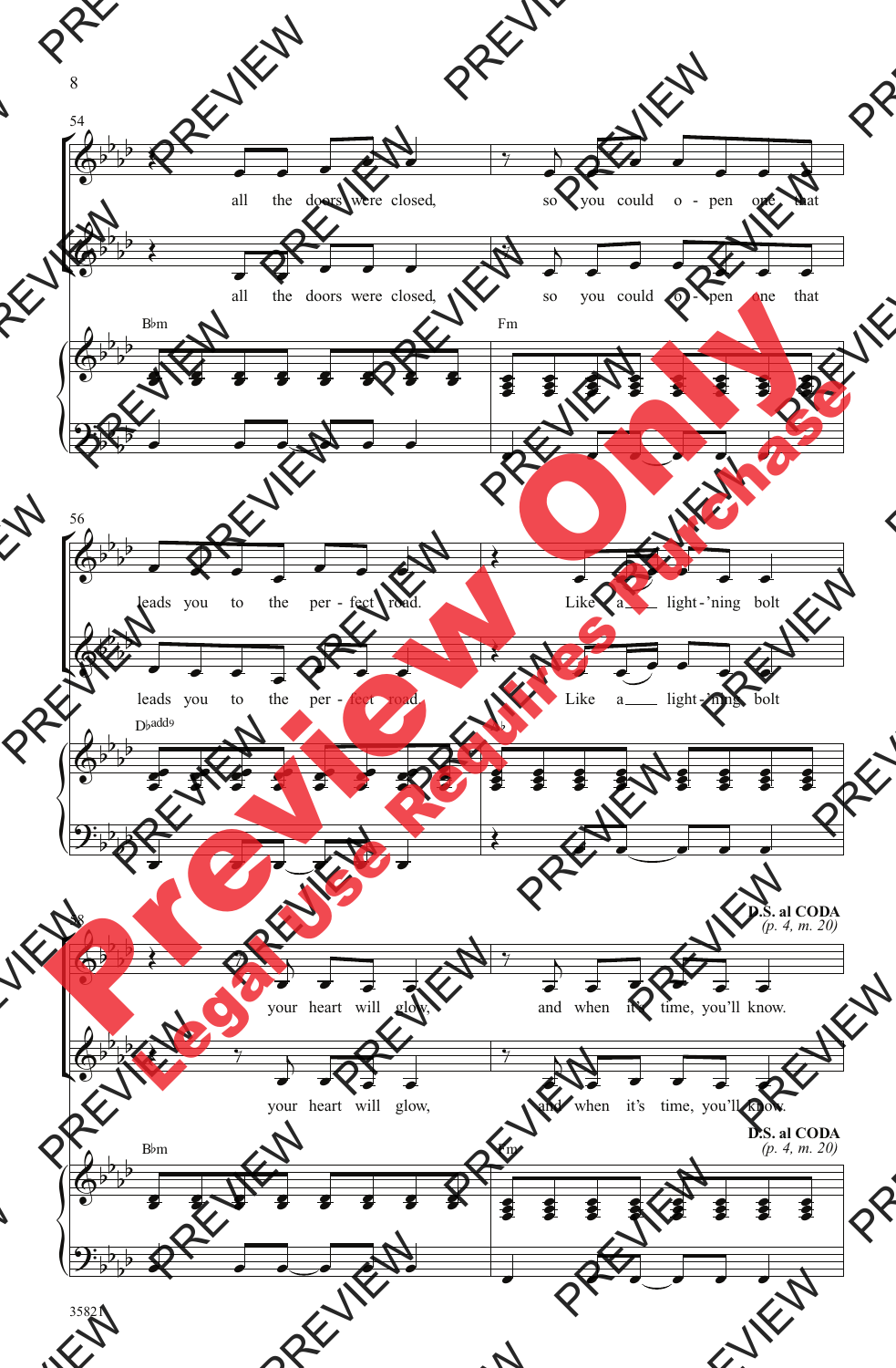54

all the doors were closed, so you could o - pen one that

all the doors were closed, so you could o - pen one that

B♭m Fm

56

leads you to the per - fect road. Like a light - 'ning bolt

leads you to the per - fect road. Like a light - 'ning bolt

D♭add9

58

your heart will glow, and when it's time, you'll know.

your heart will glow, and when it's time, you'll know.

B♭m Fm

**D.S. al CODA**
*(p. 4, m. 20)*

35821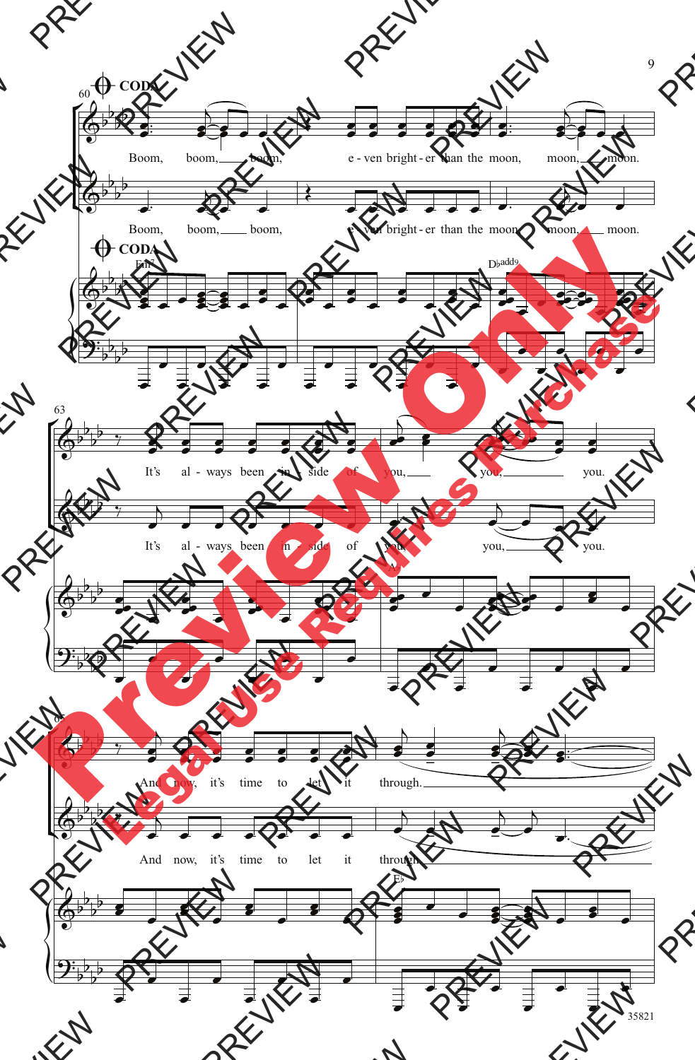CODA

Boom, boom, boom, e - ven bright - er than the moon, moon, moon.

Boom, boom, boom, e - ven bright - er than the moon, moon, moon.

CODA

Fm7 D♭add9

It's al - ways been in - side of you, you, you.

It's al - ways been in - side of you, you, you.

A♭

And now, it's time to let it through.

And now, it's time to let it through.

E♭

35821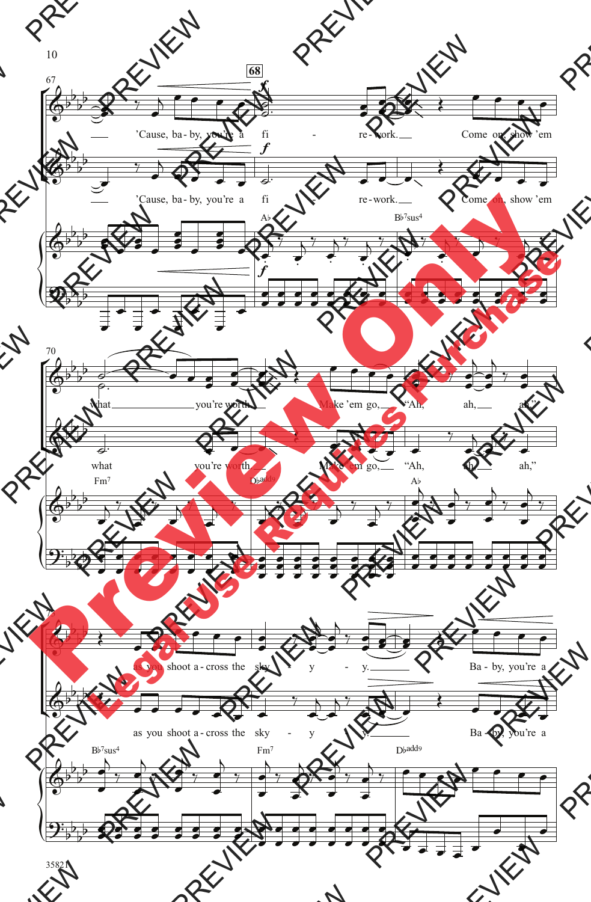67

**68**

*f*

'Cause, ba - by, you're a fi - re - work. Come on, show 'em

Ab — Bb7sus4

70

what you're worth Make 'em go, "Ah, ah, ah,"

Fm7 — Dbadd9 — Ab

73

as you shoot a - cross the sky - y - y. Ba - by, you're a

Bb7sus4 — Fm7 — Dbadd9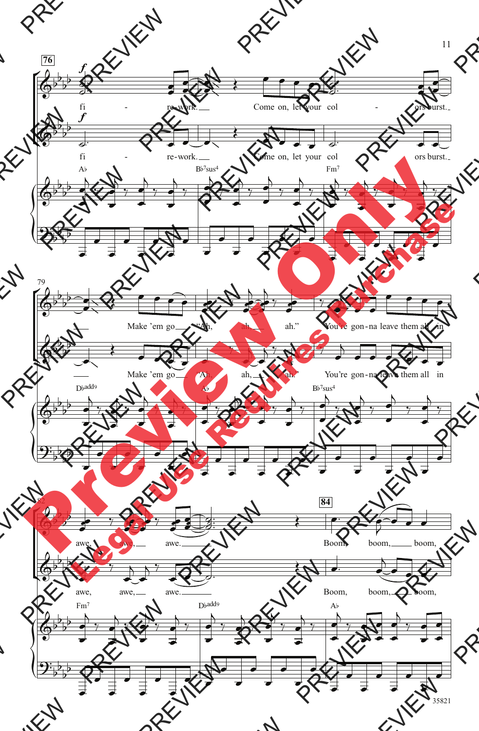76

*f*

fi - re-work. Come on, let your col - ors burst.

*f*

fi - re-work. Come on, let your col ors burst.

A♭ B♭7sus4 Fm7

79

Make 'em go "Ah, ah, ah." You're gon-na leave them all in

Make 'em go "Ah, ah, ah." You're gon-na leave them all in

D♭add9 A♭ B♭7sus4

82

84

awe, awe, awe. Boom, boom, boom,

awe, awe, awe. Boom, boom, boom,

Fm7 D♭add9 A♭

35821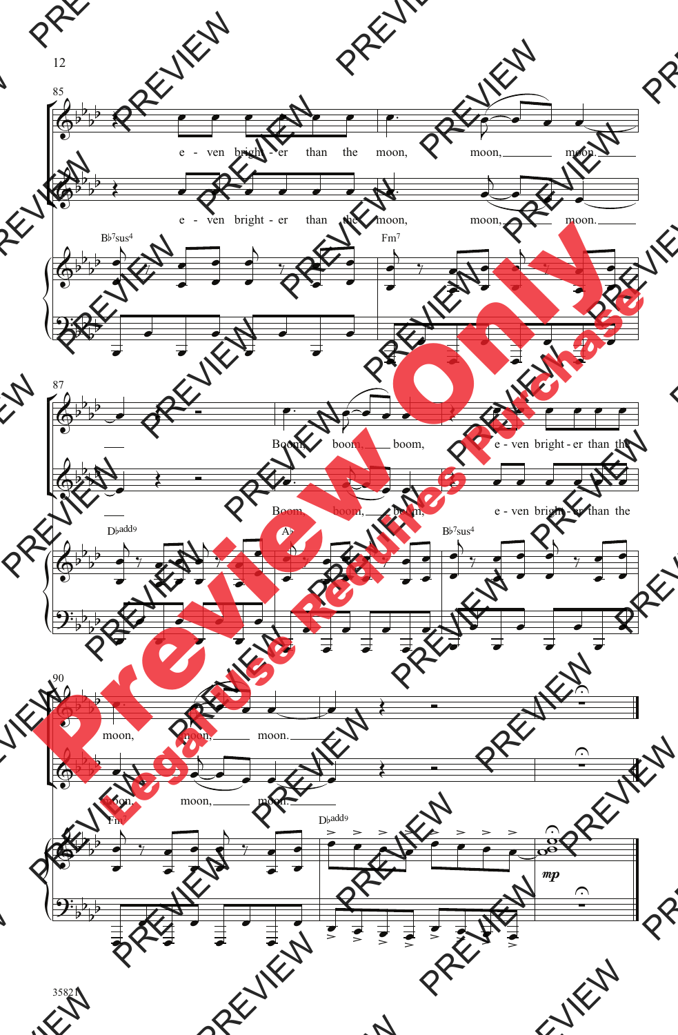85

e - ven bright - er than the moon, moon, moon.

e - ven bright - er than the moon, moon, moon.

B♭7sus4 Fm7

87

Boom, boom, boom, e - ven bright - er than the

Boom, boom, boom, e - ven bright - er than the

D♭add9 A♭ B♭7sus4

90

moon, moon, moon.

moon, moon, moon.

Fm7 D♭add9

mp

35821